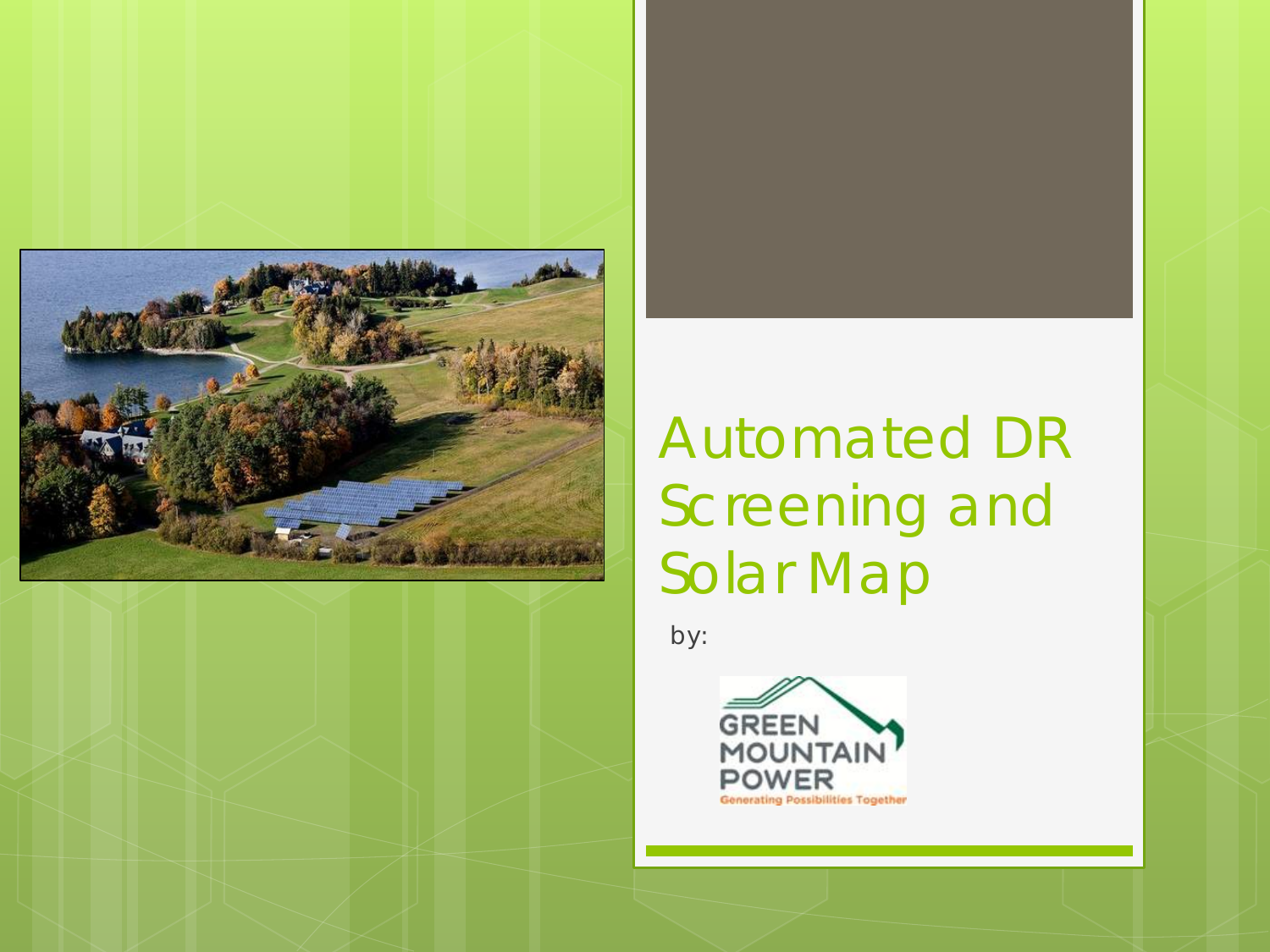# Automated DR Screening and Solar Map

by:

GREEN MOUNTAIN POWER

Generating Possibilities Together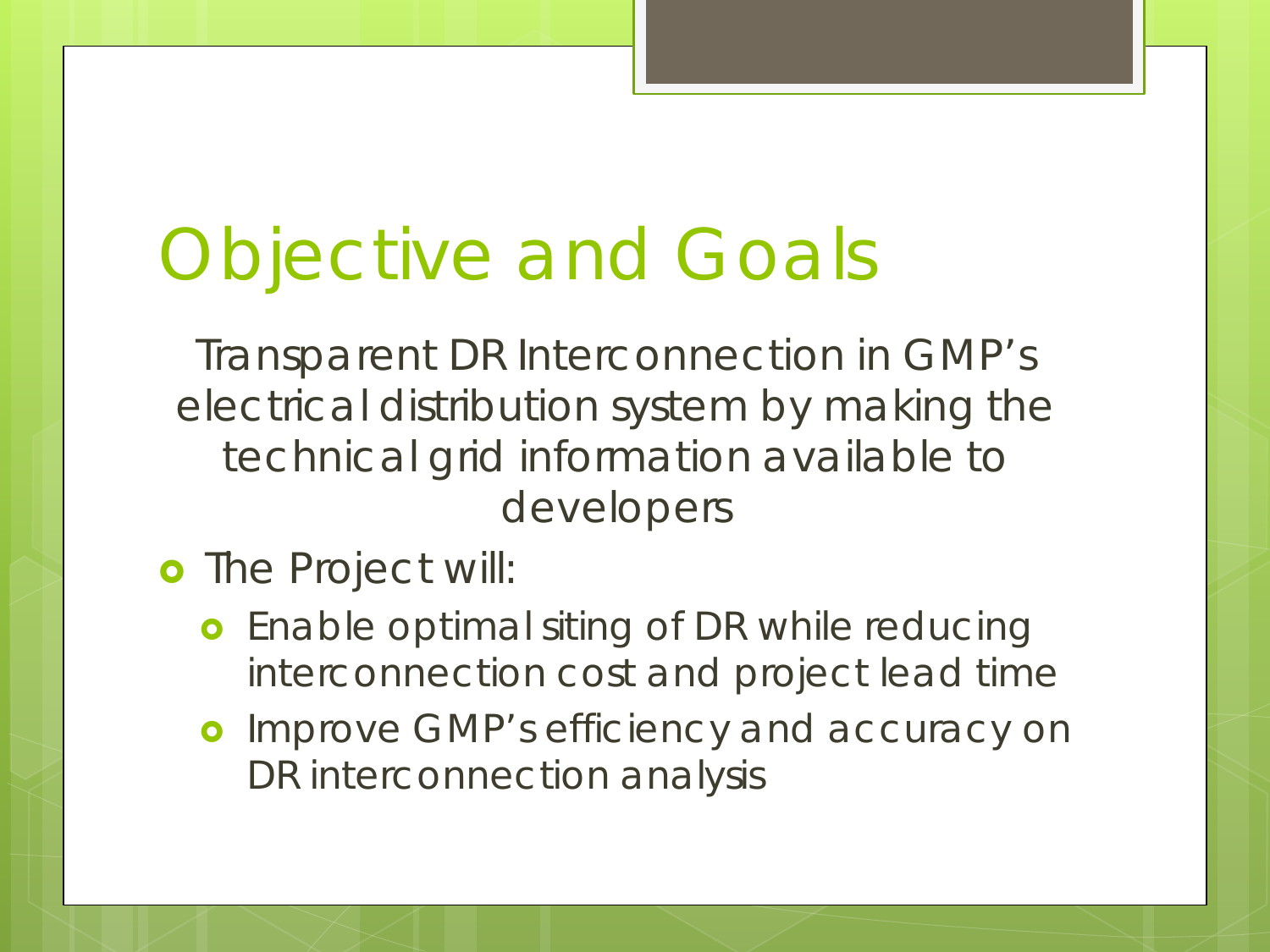# Objective and Goals

Transparent DR Interconnection in GMP's electrical distribution system by making the technical grid information available to developers

- The Project will:
  - Enable optimal siting of DR while reducing interconnection cost and project lead time
  - Improve GMP's efficiency and accuracy on DR interconnection analysis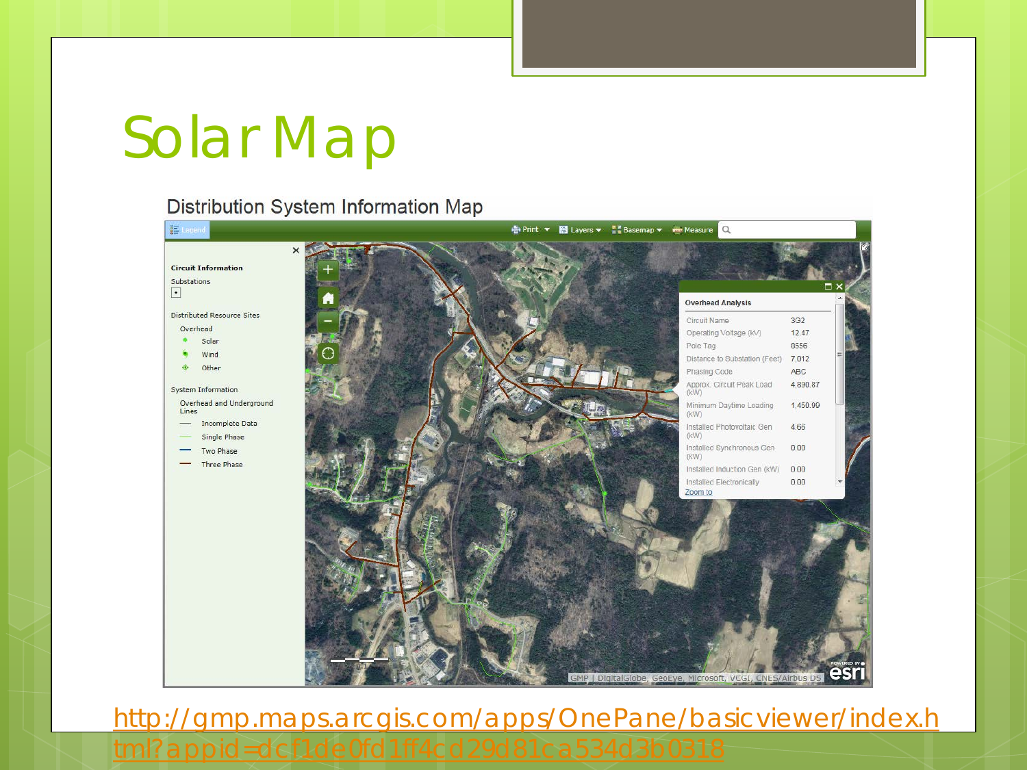# Solar Map

Distribution System Information Map

[http://gmp.maps.arcgis.com/apps/OnePane/basicviewer/index.html?appid=dcf1de0fd1ff4cd29d81ca534d3b0318](http://gmp.maps.arcgis.com/apps/OnePane/basicviewer/index.html?appid=dcf1de0fd1ff4cd29d81ca534d3b0318)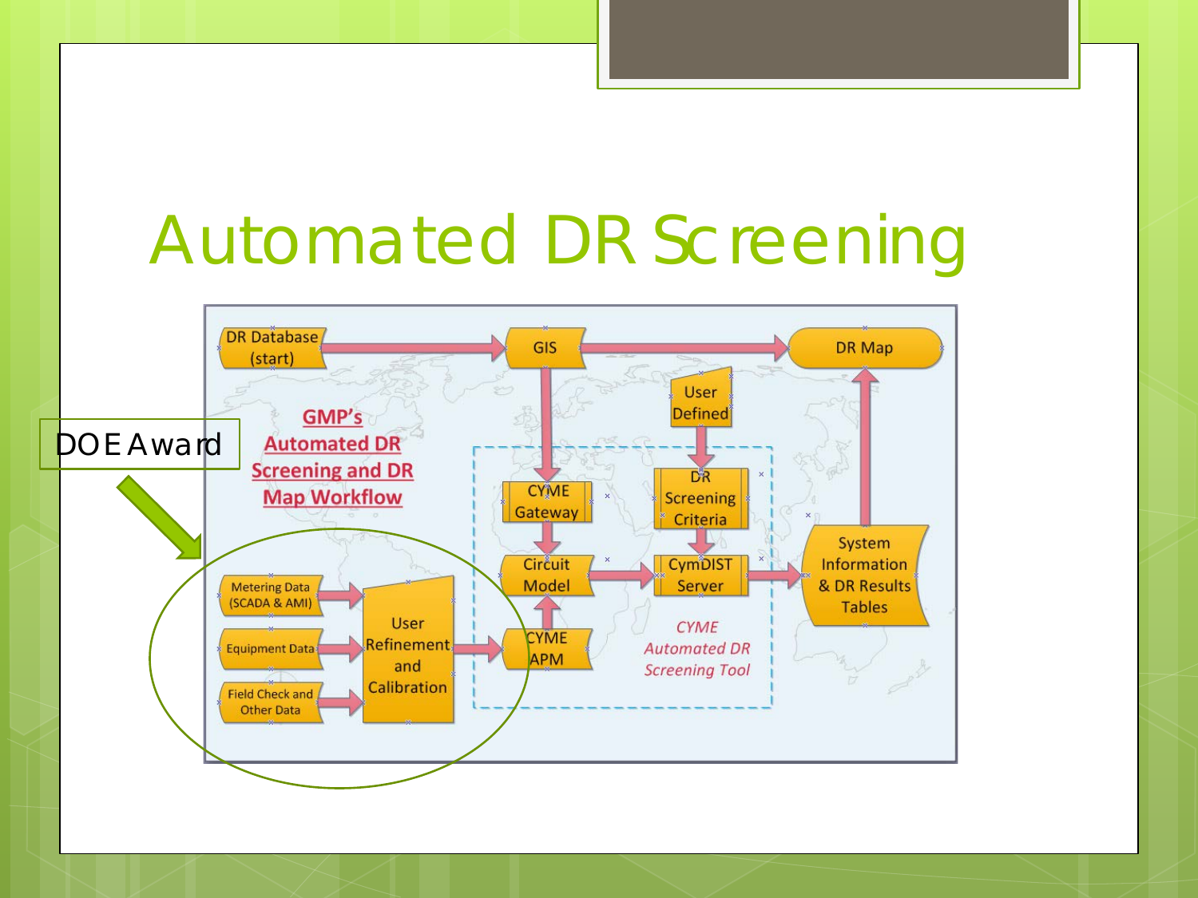# Automated DR Screening

DOE Award

GMP's Automated DR Screening and DR Map Workflow

DR Database (start)

GIS

DR Map

User Defined

CYME Gateway

DR Screening Criteria

Circuit Model

CymDIST Server

System Information & DR Results Tables

Metering Data (SCADA & AMI)

Equipment Data

Field Check and Other Data

User Refinement and Calibration

CYME APM

*CYME Automated DR Screening Tool*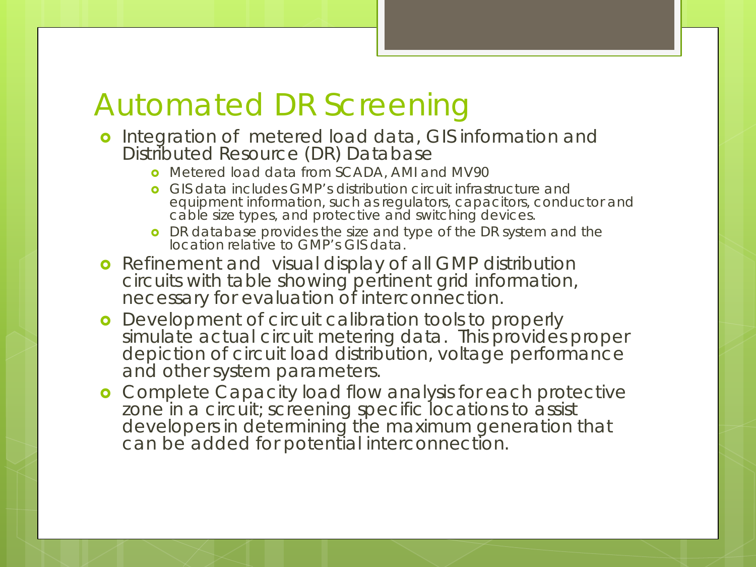# Automated DR Screening

- Integration of metered load data, GIS information and Distributed Resource (DR) Database
  - Metered load data from SCADA, AMI and MV90
  - GIS data includes GMP's distribution circuit infrastructure and equipment information, such as regulators, capacitors, conductor and cable size types, and protective and switching devices.
  - DR database provides the size and type of the DR system and the location relative to GMP's GIS data.
- Refinement and visual display of all GMP distribution circuits with table showing pertinent grid information, necessary for evaluation of interconnection.
- Development of circuit calibration tools to properly simulate actual circuit metering data. This provides proper depiction of circuit load distribution, voltage performance and other system parameters.
- Complete Capacity load flow analysis for each protective zone in a circuit; screening specific locations to assist developers in determining the maximum generation that can be added for potential interconnection.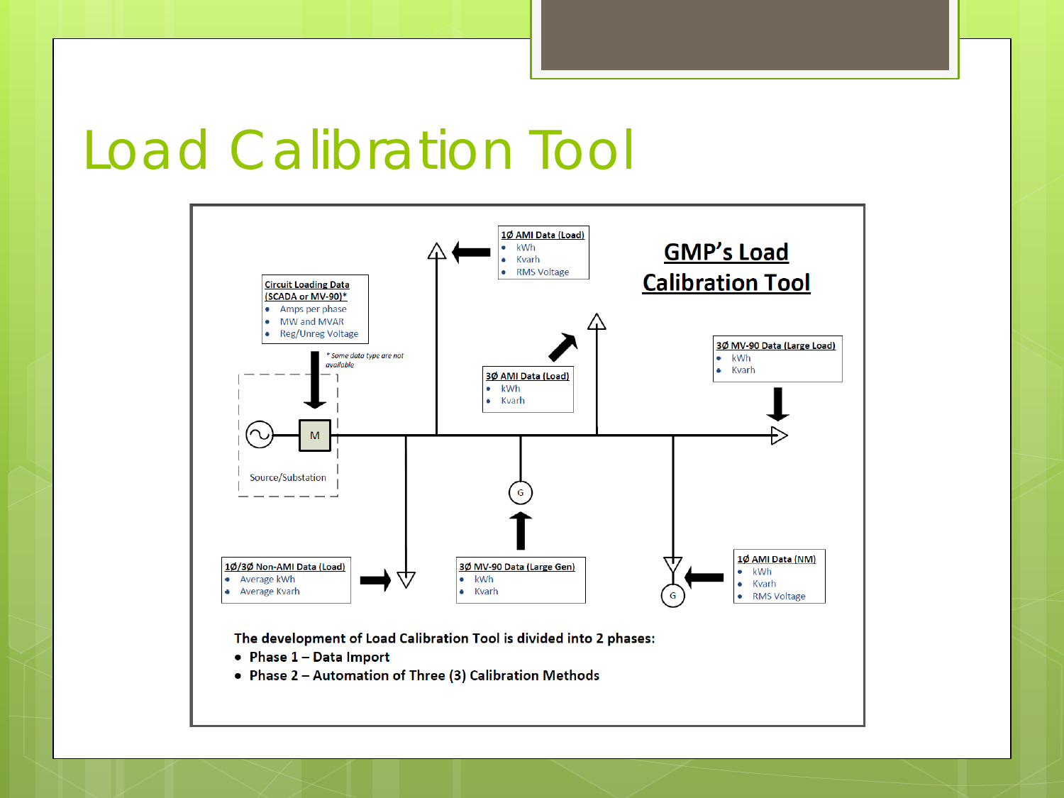# Load Calibration Tool

## GMP's Load Calibration Tool

**1Ø AMI Data (Load)**
- kWh
- Kvarh
- RMS Voltage

**Circuit Loading Data (SCADA or MV-90)***
- Amps per phase
- MW and MVAR
- Reg/Unreg Voltage

*\* Some data type are not available*

**3Ø AMI Data (Load)**
- kWh
- Kvarh

**3Ø MV-90 Data (Large Load)**
- kWh
- Kvarh

M

Source/Substation

G

**1Ø/3Ø Non-AMI Data (Load)**
- Average kWh
- Average Kvarh

**3Ø MV-90 Data (Large Gen)**
- kWh
- Kvarh

**1Ø AMI Data (NM)**
- kWh
- Kvarh
- RMS Voltage

G

**The development of Load Calibration Tool is divided into 2 phases:**

- **Phase 1 – Data Import**
- **Phase 2 – Automation of Three (3) Calibration Methods**